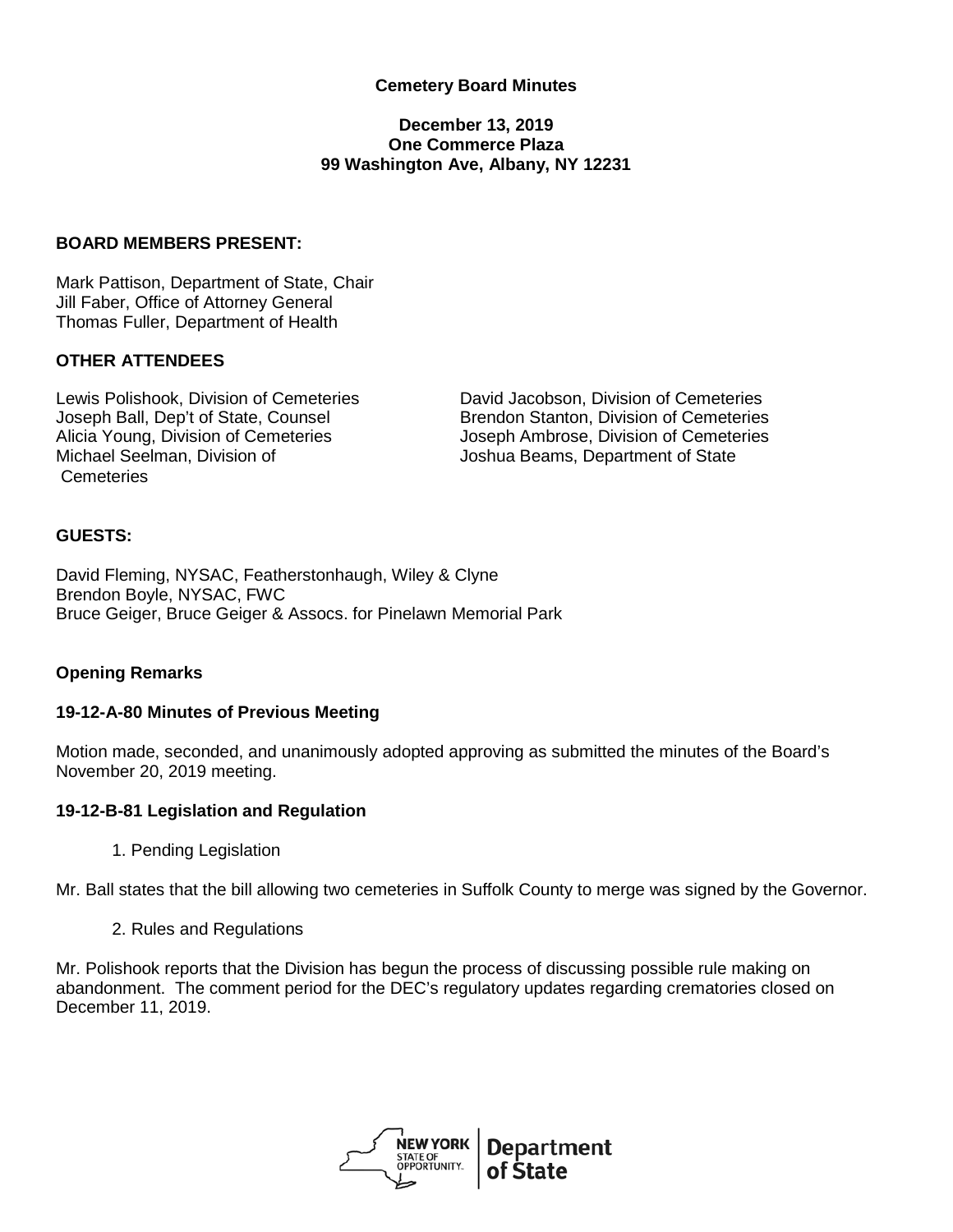**Cemetery Board Minutes**

**December 13, 2019**
**One Commerce Plaza**
**99 Washington Ave, Albany, NY 12231**

**BOARD MEMBERS PRESENT:**

Mark Pattison, Department of State, Chair
Jill Faber, Office of Attorney General
Thomas Fuller, Department of Health

**OTHER ATTENDEES**

Lewis Polishook, Division of Cemeteries
Joseph Ball, Dep't of State, Counsel
Alicia Young, Division of Cemeteries
Michael Seelman, Division of Cemeteries
David Jacobson, Division of Cemeteries
Brendon Stanton, Division of Cemeteries
Joseph Ambrose, Division of Cemeteries
Joshua Beams, Department of State

**GUESTS:**

David Fleming, NYSAC, Featherstonhaugh, Wiley & Clyne
Brendon Boyle, NYSAC, FWC
Bruce Geiger, Bruce Geiger & Assocs. for Pinelawn Memorial Park

**Opening Remarks**

**19-12-A-80 Minutes of Previous Meeting**

Motion made, seconded, and unanimously adopted approving as submitted the minutes of the Board's November 20, 2019 meeting.

**19-12-B-81 Legislation and Regulation**

1. Pending Legislation

Mr. Ball states that the bill allowing two cemeteries in Suffolk County to merge was signed by the Governor.

2. Rules and Regulations

Mr. Polishook reports that the Division has begun the process of discussing possible rule making on abandonment. The comment period for the DEC's regulatory updates regarding crematories closed on December 11, 2019.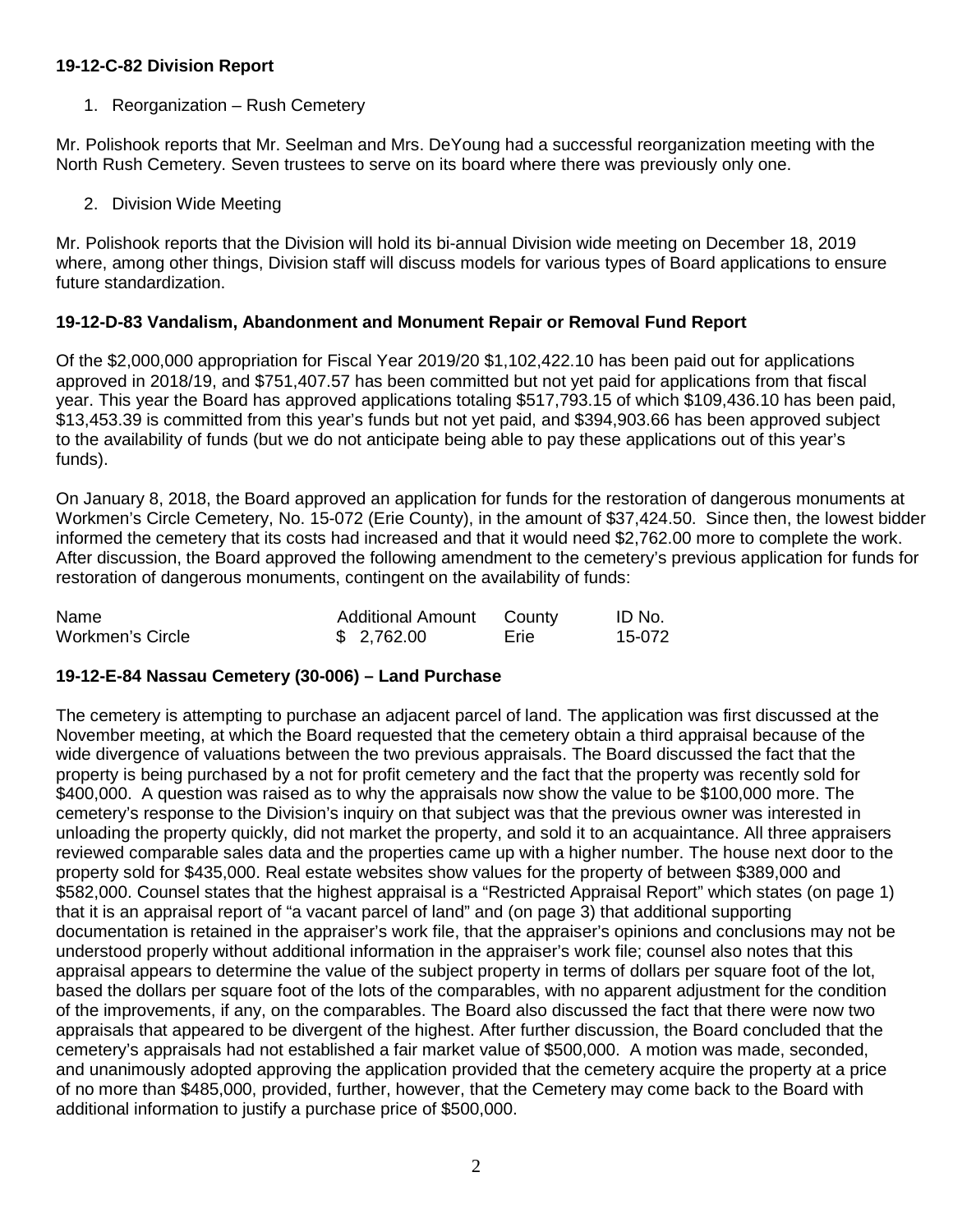**19-12-C-82 Division Report**

1. Reorganization – Rush Cemetery

Mr. Polishook reports that Mr. Seelman and Mrs. DeYoung had a successful reorganization meeting with the North Rush Cemetery. Seven trustees to serve on its board where there was previously only one.

2. Division Wide Meeting

Mr. Polishook reports that the Division will hold its bi-annual Division wide meeting on December 18, 2019 where, among other things, Division staff will discuss models for various types of Board applications to ensure future standardization.

**19-12-D-83 Vandalism, Abandonment and Monument Repair or Removal Fund Report**

Of the $2,000,000 appropriation for Fiscal Year 2019/20 $1,102,422.10 has been paid out for applications approved in 2018/19, and $751,407.57 has been committed but not yet paid for applications from that fiscal year. This year the Board has approved applications totaling $517,793.15 of which $109,436.10 has been paid, $13,453.39 is committed from this year's funds but not yet paid, and $394,903.66 has been approved subject to the availability of funds (but we do not anticipate being able to pay these applications out of this year's funds).

On January 8, 2018, the Board approved an application for funds for the restoration of dangerous monuments at Workmen's Circle Cemetery, No. 15-072 (Erie County), in the amount of $37,424.50. Since then, the lowest bidder informed the cemetery that its costs had increased and that it would need $2,762.00 more to complete the work. After discussion, the Board approved the following amendment to the cemetery's previous application for funds for restoration of dangerous monuments, contingent on the availability of funds:

| Name | Additional Amount | County | ID No. |
|---|---|---|---|
| Workmen's Circle | $ 2,762.00 | Erie | 15-072 |

**19-12-E-84 Nassau Cemetery (30-006) – Land Purchase**

The cemetery is attempting to purchase an adjacent parcel of land. The application was first discussed at the November meeting, at which the Board requested that the cemetery obtain a third appraisal because of the wide divergence of valuations between the two previous appraisals. The Board discussed the fact that the property is being purchased by a not for profit cemetery and the fact that the property was recently sold for $400,000. A question was raised as to why the appraisals now show the value to be $100,000 more. The cemetery's response to the Division's inquiry on that subject was that the previous owner was interested in unloading the property quickly, did not market the property, and sold it to an acquaintance. All three appraisers reviewed comparable sales data and the properties came up with a higher number. The house next door to the property sold for $435,000. Real estate websites show values for the property of between $389,000 and $582,000. Counsel states that the highest appraisal is a "Restricted Appraisal Report" which states (on page 1) that it is an appraisal report of "a vacant parcel of land" and (on page 3) that additional supporting documentation is retained in the appraiser's work file, that the appraiser's opinions and conclusions may not be understood properly without additional information in the appraiser's work file; counsel also notes that this appraisal appears to determine the value of the subject property in terms of dollars per square foot of the lot, based the dollars per square foot of the lots of the comparables, with no apparent adjustment for the condition of the improvements, if any, on the comparables. The Board also discussed the fact that there were now two appraisals that appeared to be divergent of the highest. After further discussion, the Board concluded that the cemetery's appraisals had not established a fair market value of $500,000. A motion was made, seconded, and unanimously adopted approving the application provided that the cemetery acquire the property at a price of no more than $485,000, provided, further, however, that the Cemetery may come back to the Board with additional information to justify a purchase price of $500,000.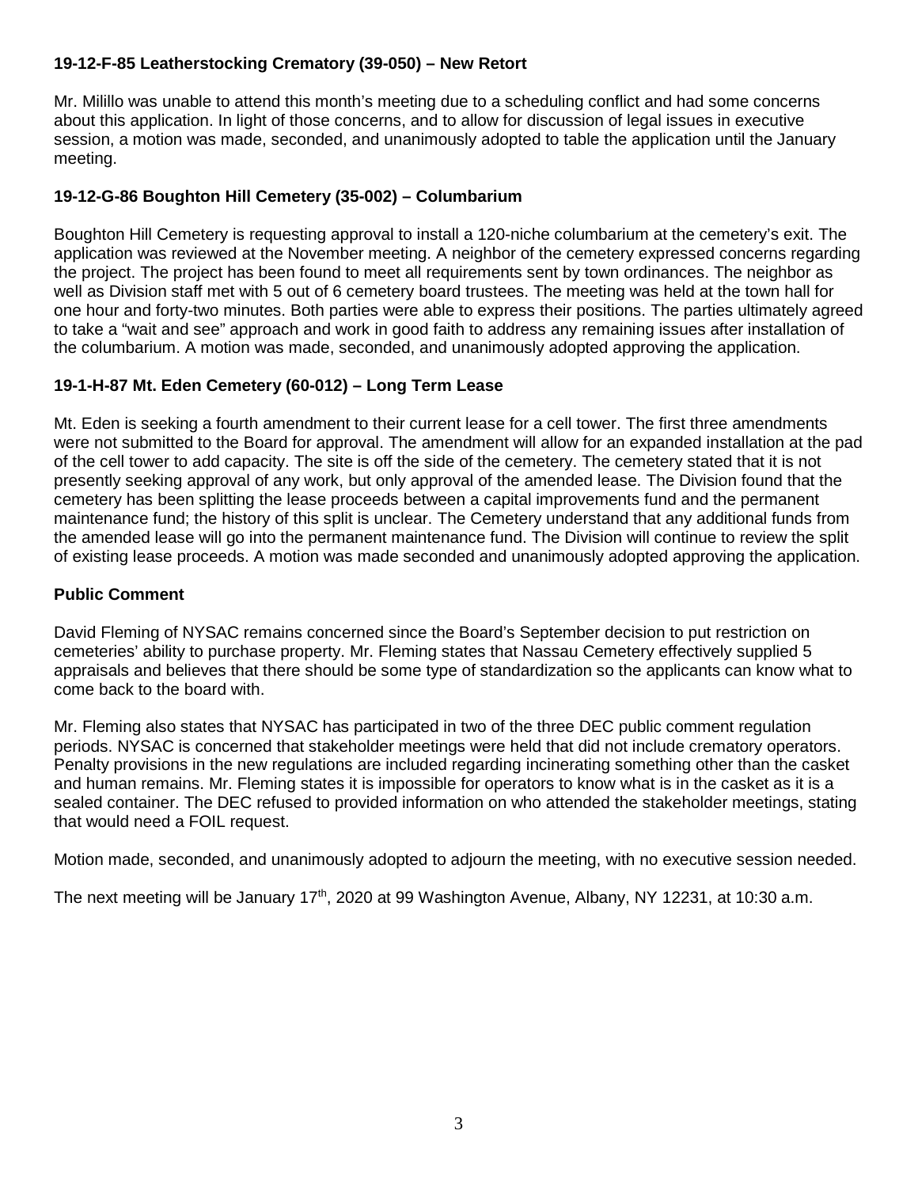**19-12-F-85 Leatherstocking Crematory (39-050) – New Retort**

Mr. Milillo was unable to attend this month's meeting due to a scheduling conflict and had some concerns about this application. In light of those concerns, and to allow for discussion of legal issues in executive session, a motion was made, seconded, and unanimously adopted to table the application until the January meeting.

**19-12-G-86 Boughton Hill Cemetery (35-002) – Columbarium**

Boughton Hill Cemetery is requesting approval to install a 120-niche columbarium at the cemetery's exit. The application was reviewed at the November meeting. A neighbor of the cemetery expressed concerns regarding the project. The project has been found to meet all requirements sent by town ordinances. The neighbor as well as Division staff met with 5 out of 6 cemetery board trustees. The meeting was held at the town hall for one hour and forty-two minutes. Both parties were able to express their positions. The parties ultimately agreed to take a "wait and see" approach and work in good faith to address any remaining issues after installation of the columbarium. A motion was made, seconded, and unanimously adopted approving the application.

**19-1-H-87 Mt. Eden Cemetery (60-012) – Long Term Lease**

Mt. Eden is seeking a fourth amendment to their current lease for a cell tower. The first three amendments were not submitted to the Board for approval. The amendment will allow for an expanded installation at the pad of the cell tower to add capacity. The site is off the side of the cemetery. The cemetery stated that it is not presently seeking approval of any work, but only approval of the amended lease. The Division found that the cemetery has been splitting the lease proceeds between a capital improvements fund and the permanent maintenance fund; the history of this split is unclear. The Cemetery understand that any additional funds from the amended lease will go into the permanent maintenance fund. The Division will continue to review the split of existing lease proceeds. A motion was made seconded and unanimously adopted approving the application.

**Public Comment**

David Fleming of NYSAC remains concerned since the Board's September decision to put restriction on cemeteries' ability to purchase property. Mr. Fleming states that Nassau Cemetery effectively supplied 5 appraisals and believes that there should be some type of standardization so the applicants can know what to come back to the board with.

Mr. Fleming also states that NYSAC has participated in two of the three DEC public comment regulation periods. NYSAC is concerned that stakeholder meetings were held that did not include crematory operators. Penalty provisions in the new regulations are included regarding incinerating something other than the casket and human remains. Mr. Fleming states it is impossible for operators to know what is in the casket as it is a sealed container. The DEC refused to provided information on who attended the stakeholder meetings, stating that would need a FOIL request.

Motion made, seconded, and unanimously adopted to adjourn the meeting, with no executive session needed.

The next meeting will be January 17th, 2020 at 99 Washington Avenue, Albany, NY 12231, at 10:30 a.m.